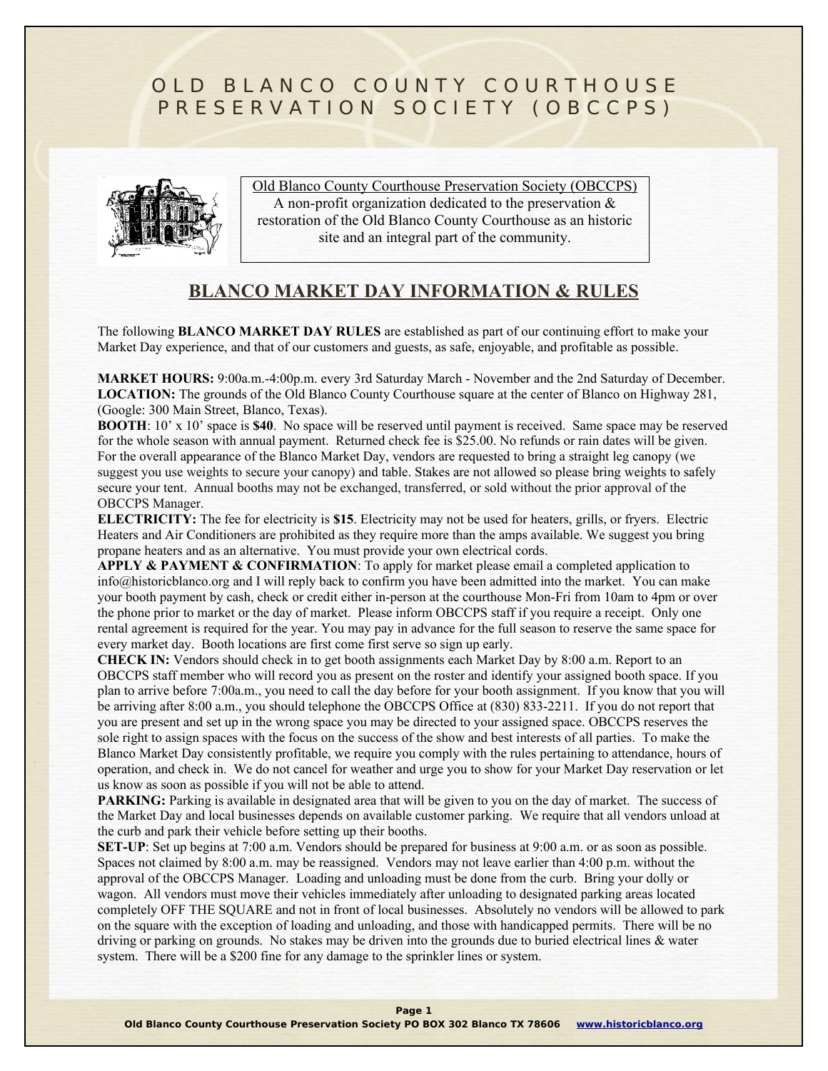# OLD BLANCO COUNTY COURTHOUSE PRESERVATION SOCIETY (OBCCPS)

Old Blanco County Courthouse Preservation Society (OBCCPS)
A non-profit organization dedicated to the preservation & restoration of the Old Blanco County Courthouse as an historic site and an integral part of the community.

## BLANCO MARKET DAY INFORMATION & RULES

The following **BLANCO MARKET DAY RULES** are established as part of our continuing effort to make your Market Day experience, and that of our customers and guests, as safe, enjoyable, and profitable as possible.

**MARKET HOURS:** 9:00a.m.-4:00p.m. every 3rd Saturday March - November and the 2nd Saturday of December.
**LOCATION:** The grounds of the Old Blanco County Courthouse square at the center of Blanco on Highway 281, (Google: 300 Main Street, Blanco, Texas).
**BOOTH**: 10' x 10' space is **$40**. No space will be reserved until payment is received. Same space may be reserved for the whole season with annual payment. Returned check fee is $25.00. No refunds or rain dates will be given. For the overall appearance of the Blanco Market Day, vendors are requested to bring a straight leg canopy (we suggest you use weights to secure your canopy) and table. Stakes are not allowed so please bring weights to safely secure your tent. Annual booths may not be exchanged, transferred, or sold without the prior approval of the OBCCPS Manager.
**ELECTRICITY:** The fee for electricity is **$15**. Electricity may not be used for heaters, grills, or fryers. Electric Heaters and Air Conditioners are prohibited as they require more than the amps available. We suggest you bring propane heaters and as an alternative. You must provide your own electrical cords.
**APPLY & PAYMENT & CONFIRMATION**: To apply for market please email a completed application to info@historicblanco.org and I will reply back to confirm you have been admitted into the market. You can make your booth payment by cash, check or credit either in-person at the courthouse Mon-Fri from 10am to 4pm or over the phone prior to market or the day of market. Please inform OBCCPS staff if you require a receipt. Only one rental agreement is required for the year. You may pay in advance for the full season to reserve the same space for every market day. Booth locations are first come first serve so sign up early.
**CHECK IN:** Vendors should check in to get booth assignments each Market Day by 8:00 a.m. Report to an OBCCPS staff member who will record you as present on the roster and identify your assigned booth space. If you plan to arrive before 7:00a.m., you need to call the day before for your booth assignment. If you know that you will be arriving after 8:00 a.m., you should telephone the OBCCPS Office at (830) 833-2211. If you do not report that you are present and set up in the wrong space you may be directed to your assigned space. OBCCPS reserves the sole right to assign spaces with the focus on the success of the show and best interests of all parties. To make the Blanco Market Day consistently profitable, we require you comply with the rules pertaining to attendance, hours of operation, and check in. We do not cancel for weather and urge you to show for your Market Day reservation or let us know as soon as possible if you will not be able to attend.
**PARKING:** Parking is available in designated area that will be given to you on the day of market. The success of the Market Day and local businesses depends on available customer parking. We require that all vendors unload at the curb and park their vehicle before setting up their booths.
**SET-UP**: Set up begins at 7:00 a.m. Vendors should be prepared for business at 9:00 a.m. or as soon as possible. Spaces not claimed by 8:00 a.m. may be reassigned. Vendors may not leave earlier than 4:00 p.m. without the approval of the OBCCPS Manager. Loading and unloading must be done from the curb. Bring your dolly or wagon. All vendors must move their vehicles immediately after unloading to designated parking areas located completely OFF THE SQUARE and not in front of local businesses. Absolutely no vendors will be allowed to park on the square with the exception of loading and unloading, and those with handicapped permits. There will be no driving or parking on grounds. No stakes may be driven into the grounds due to buried electrical lines & water system. There will be a $200 fine for any damage to the sprinkler lines or system.

**Old Blanco County Courthouse Preservation Society PO BOX 302 Blanco TX 78606 www.historicblanco.org**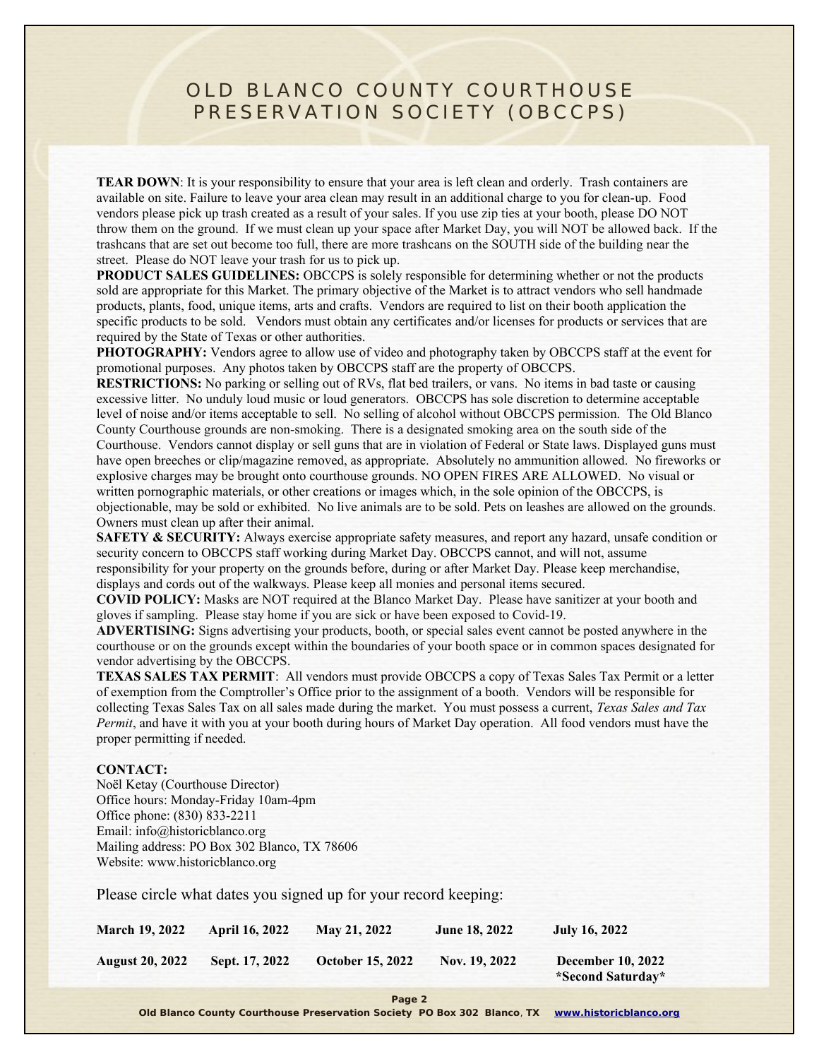# OLD BLANCO COUNTY COURTHOUSE PRESERVATION SOCIETY (OBCCPS)

**TEAR DOWN**: It is your responsibility to ensure that your area is left clean and orderly. Trash containers are available on site. Failure to leave your area clean may result in an additional charge to you for clean-up. Food vendors please pick up trash created as a result of your sales. If you use zip ties at your booth, please DO NOT throw them on the ground. If we must clean up your space after Market Day, you will NOT be allowed back. If the trashcans that are set out become too full, there are more trashcans on the SOUTH side of the building near the street. Please do NOT leave your trash for us to pick up.

**PRODUCT SALES GUIDELINES:** OBCCPS is solely responsible for determining whether or not the products sold are appropriate for this Market. The primary objective of the Market is to attract vendors who sell handmade products, plants, food, unique items, arts and crafts. Vendors are required to list on their booth application the specific products to be sold. Vendors must obtain any certificates and/or licenses for products or services that are required by the State of Texas or other authorities.

**PHOTOGRAPHY:** Vendors agree to allow use of video and photography taken by OBCCPS staff at the event for promotional purposes. Any photos taken by OBCCPS staff are the property of OBCCPS.

**RESTRICTIONS:** No parking or selling out of RVs, flat bed trailers, or vans. No items in bad taste or causing excessive litter. No unduly loud music or loud generators. OBCCPS has sole discretion to determine acceptable level of noise and/or items acceptable to sell. No selling of alcohol without OBCCPS permission. The Old Blanco County Courthouse grounds are non-smoking. There is a designated smoking area on the south side of the Courthouse. Vendors cannot display or sell guns that are in violation of Federal or State laws. Displayed guns must have open breeches or clip/magazine removed, as appropriate. Absolutely no ammunition allowed. No fireworks or explosive charges may be brought onto courthouse grounds. NO OPEN FIRES ARE ALLOWED. No visual or written pornographic materials, or other creations or images which, in the sole opinion of the OBCCPS, is objectionable, may be sold or exhibited. No live animals are to be sold. Pets on leashes are allowed on the grounds. Owners must clean up after their animal.

**SAFETY & SECURITY:** Always exercise appropriate safety measures, and report any hazard, unsafe condition or security concern to OBCCPS staff working during Market Day. OBCCPS cannot, and will not, assume responsibility for your property on the grounds before, during or after Market Day. Please keep merchandise, displays and cords out of the walkways. Please keep all monies and personal items secured.

**COVID POLICY:** Masks are NOT required at the Blanco Market Day. Please have sanitizer at your booth and gloves if sampling. Please stay home if you are sick or have been exposed to Covid-19.

**ADVERTISING:** Signs advertising your products, booth, or special sales event cannot be posted anywhere in the courthouse or on the grounds except within the boundaries of your booth space or in common spaces designated for vendor advertising by the OBCCPS.

**TEXAS SALES TAX PERMIT**: All vendors must provide OBCCPS a copy of Texas Sales Tax Permit or a letter of exemption from the Comptroller's Office prior to the assignment of a booth. Vendors will be responsible for collecting Texas Sales Tax on all sales made during the market. You must possess a current, *Texas Sales and Tax Permit*, and have it with you at your booth during hours of Market Day operation. All food vendors must have the proper permitting if needed.

**CONTACT:**
Noël Ketay (Courthouse Director)
Office hours: Monday-Friday 10am-4pm
Office phone: (830) 833-2211
Email: info@historicblanco.org
Mailing address: PO Box 302 Blanco, TX 78606
Website: www.historicblanco.org

Please circle what dates you signed up for your record keeping:

| | | | | |
|---|---|---|---|---|
| **March 19, 2022** | **April 16, 2022** | **May 21, 2022** | **June 18, 2022** | **July 16, 2022** |
| **August 20, 2022** | **Sept. 17, 2022** | **October 15, 2022** | **Nov. 19, 2022** | **December 10, 2022 \*Second Saturday\*** |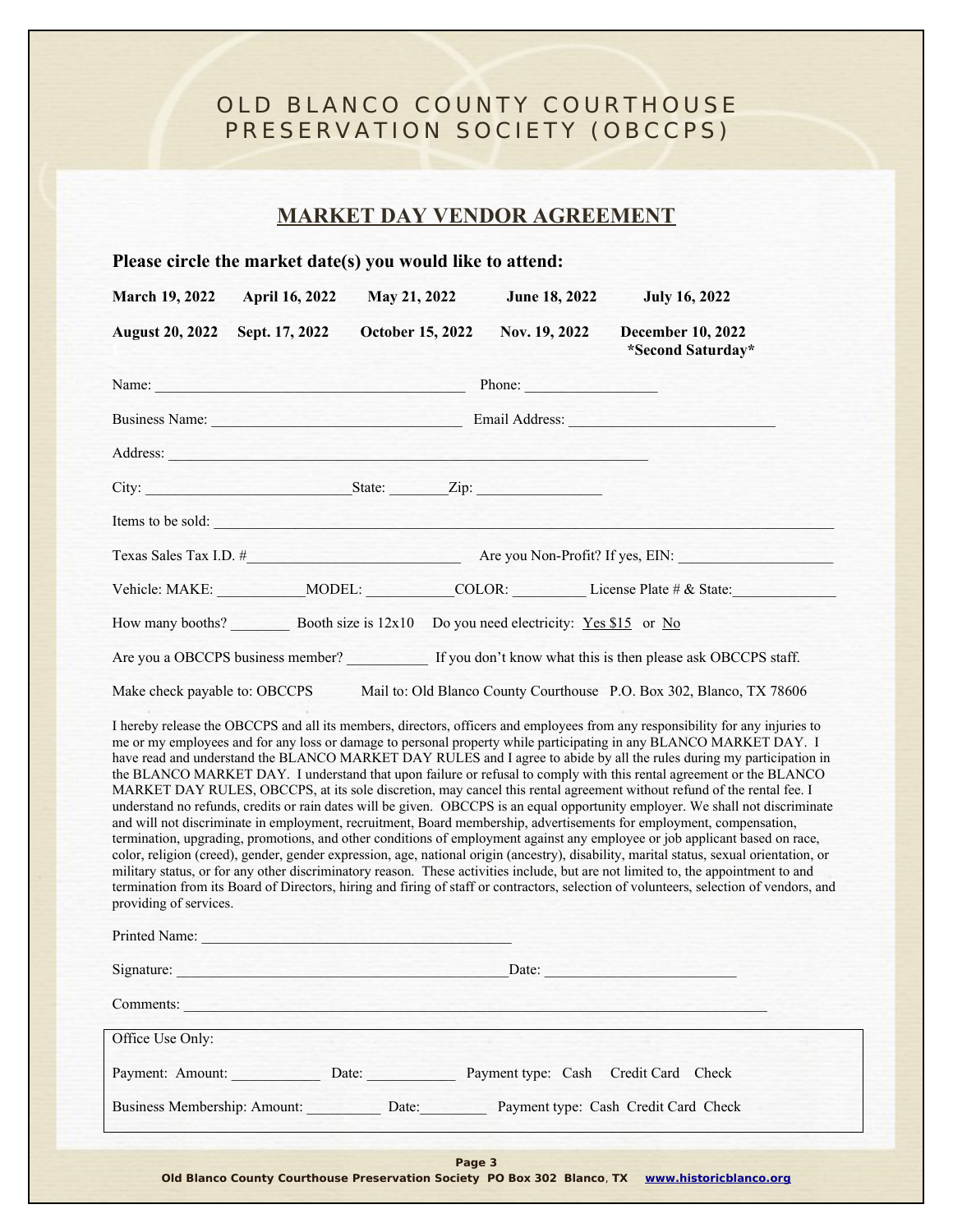# OLD BLANCO COUNTY COURTHOUSE PRESERVATION SOCIETY (OBCCPS)

## MARKET DAY VENDOR AGREEMENT

**Please circle the market date(s) you would like to attend:**

**March 19, 2022**  **April 16, 2022**  **May 21, 2022**  **June 18, 2022**  **July 16, 2022**

**August 20, 2022**  **Sept. 17, 2022**  **October 15, 2022**  **Nov. 19, 2022**  **December 10, 2022 *Second Saturday***

Name: ________________________________________ Phone: _________________

Business Name: ________________________________ Email Address: ___________________________

Address: ________________________________________________________________

City: ___________________________ State: ________ Zip: ________________

Items to be sold: ________________________________________________________________________

Texas Sales Tax I.D. # ___________________________ Are you Non-Profit? If yes, EIN: ____________________

Vehicle: MAKE: ___________ MODEL: ___________ COLOR: _________ License Plate # & State: _____________

How many booths? ________ Booth size is 12x10  Do you need electricity: Yes $15 or No

Are you a OBCCPS business member? __________ If you don't know what this is then please ask OBCCPS staff.

Make check payable to: OBCCPS  Mail to: Old Blanco County Courthouse P.O. Box 302, Blanco, TX 78606

I hereby release the OBCCPS and all its members, directors, officers and employees from any responsibility for any injuries to me or my employees and for any loss or damage to personal property while participating in any BLANCO MARKET DAY. I have read and understand the BLANCO MARKET DAY RULES and I agree to abide by all the rules during my participation in the BLANCO MARKET DAY. I understand that upon failure or refusal to comply with this rental agreement or the BLANCO MARKET DAY RULES, OBCCPS, at its sole discretion, may cancel this rental agreement without refund of the rental fee. I understand no refunds, credits or rain dates will be given. OBCCPS is an equal opportunity employer. We shall not discriminate and will not discriminate in employment, recruitment, Board membership, advertisements for employment, compensation, termination, upgrading, promotions, and other conditions of employment against any employee or job applicant based on race, color, religion (creed), gender, gender expression, age, national origin (ancestry), disability, marital status, sexual orientation, or military status, or for any other discriminatory reason. These activities include, but are not limited to, the appointment to and termination from its Board of Directors, hiring and firing of staff or contractors, selection of volunteers, selection of vendors, and providing of services.

Printed Name: ________________________________________

Signature: ______________________________________________ Date: _________________________

Comments: ___________________________________________________________________________________

Office Use Only:

Payment: Amount: ___________ Date: ___________ Payment type: Cash  Credit Card  Check

Business Membership: Amount: _________ Date: _________ Payment type: Cash  Credit Card  Check